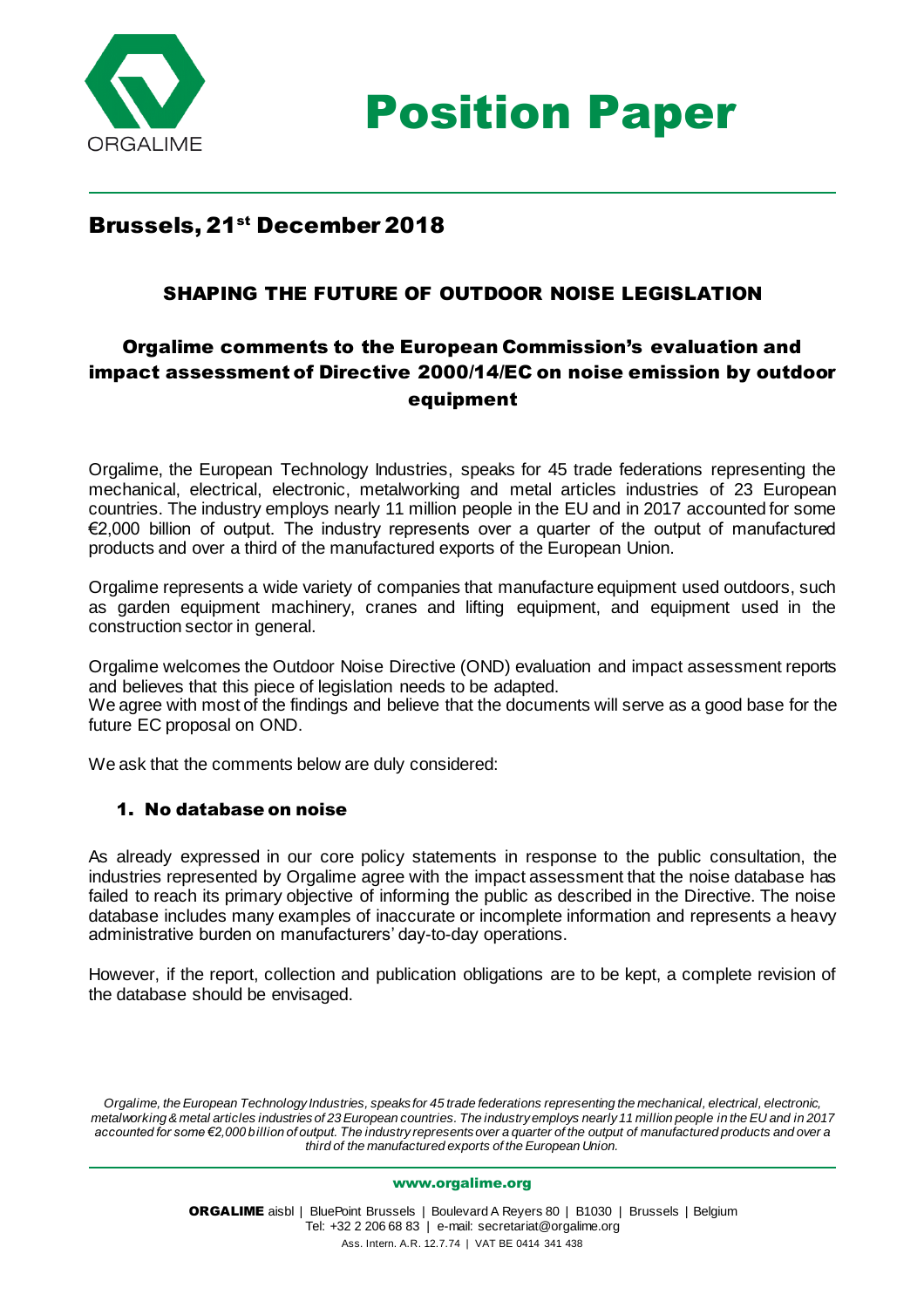# Position Paper

## Brussels, 21st December 2018

### SHAPING THE FUTURE OF OUTDOOR NOISE LEGISLATION

### Orgalime comments to the European Commission's evaluation and impact assessment of Directive 2000/14/EC on noise emission by outdoor equipment

Orgalime, the European Technology Industries, speaks for 45 trade federations representing the mechanical, electrical, electronic, metalworking and metal articles industries of 23 European countries. The industry employs nearly 11 million people in the EU and in 2017 accounted for some €2,000 billion of output. The industry represents over a quarter of the output of manufactured products and over a third of the manufactured exports of the European Union.

Orgalime represents a wide variety of companies that manufacture equipment used outdoors, such as garden equipment machinery, cranes and lifting equipment, and equipment used in the construction sector in general.

Orgalime welcomes the Outdoor Noise Directive (OND) evaluation and impact assessment reports and believes that this piece of legislation needs to be adapted.
We agree with most of the findings and believe that the documents will serve as a good base for the future EC proposal on OND.

We ask that the comments below are duly considered:

#### 1. No database on noise

As already expressed in our core policy statements in response to the public consultation, the industries represented by Orgalime agree with the impact assessment that the noise database has failed to reach its primary objective of informing the public as described in the Directive. The noise database includes many examples of inaccurate or incomplete information and represents a heavy administrative burden on manufacturers' day-to-day operations.

However, if the report, collection and publication obligations are to be kept, a complete revision of the database should be envisaged.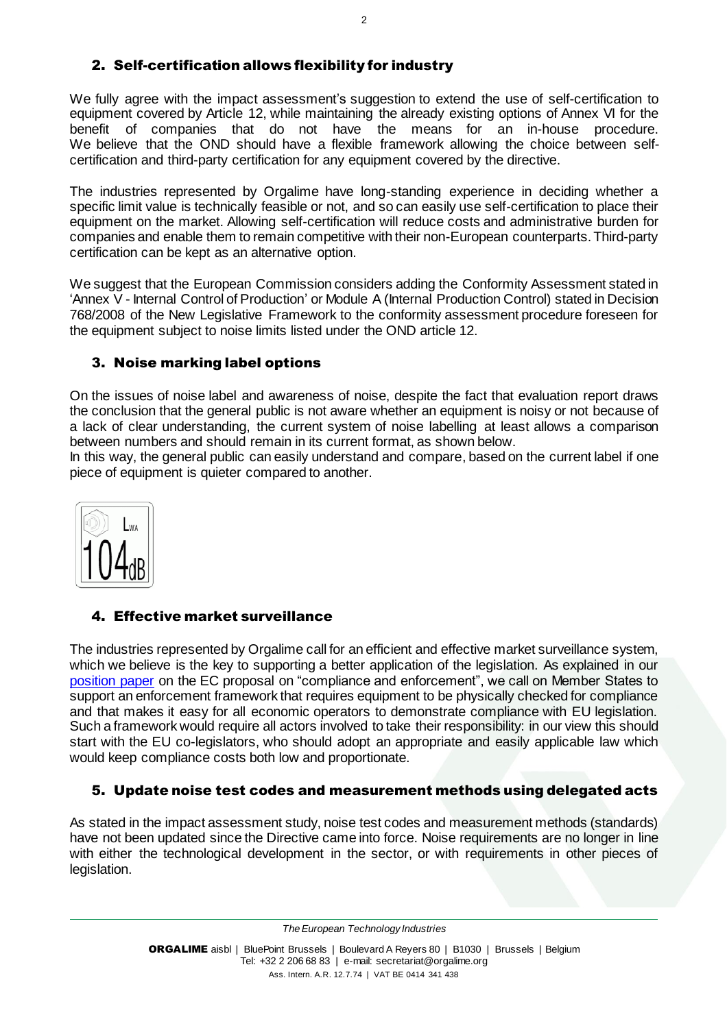## 2. Self-certification allows flexibility for industry

We fully agree with the impact assessment's suggestion to extend the use of self-certification to equipment covered by Article 12, while maintaining the already existing options of Annex VI for the benefit of companies that do not have the means for an in-house procedure. We believe that the OND should have a flexible framework allowing the choice between self-certification and third-party certification for any equipment covered by the directive.

The industries represented by Orgalime have long-standing experience in deciding whether a specific limit value is technically feasible or not, and so can easily use self-certification to place their equipment on the market. Allowing self-certification will reduce costs and administrative burden for companies and enable them to remain competitive with their non-European counterparts. Third-party certification can be kept as an alternative option.

We suggest that the European Commission considers adding the Conformity Assessment stated in 'Annex V - Internal Control of Production' or Module A (Internal Production Control) stated in Decision 768/2008 of the New Legislative Framework to the conformity assessment procedure foreseen for the equipment subject to noise limits listed under the OND article 12.

## 3. Noise marking label options

On the issues of noise label and awareness of noise, despite the fact that evaluation report draws the conclusion that the general public is not aware whether an equipment is noisy or not because of a lack of clear understanding, the current system of noise labelling at least allows a comparison between numbers and should remain in its current format, as shown below.
In this way, the general public can easily understand and compare, based on the current label if one piece of equipment is quieter compared to another.

$L_{WA}$ 104dB

## 4. Effective market surveillance

The industries represented by Orgalime call for an efficient and effective market surveillance system, which we believe is the key to supporting a better application of the legislation. As explained in our position paper on the EC proposal on "compliance and enforcement", we call on Member States to support an enforcement framework that requires equipment to be physically checked for compliance and that makes it easy for all economic operators to demonstrate compliance with EU legislation. Such a framework would require all actors involved to take their responsibility: in our view this should start with the EU co-legislators, who should adopt an appropriate and easily applicable law which would keep compliance costs both low and proportionate.

## 5. Update noise test codes and measurement methods using delegated acts

As stated in the impact assessment study, noise test codes and measurement methods (standards) have not been updated since the Directive came into force. Noise requirements are no longer in line with either the technological development in the sector, or with requirements in other pieces of legislation.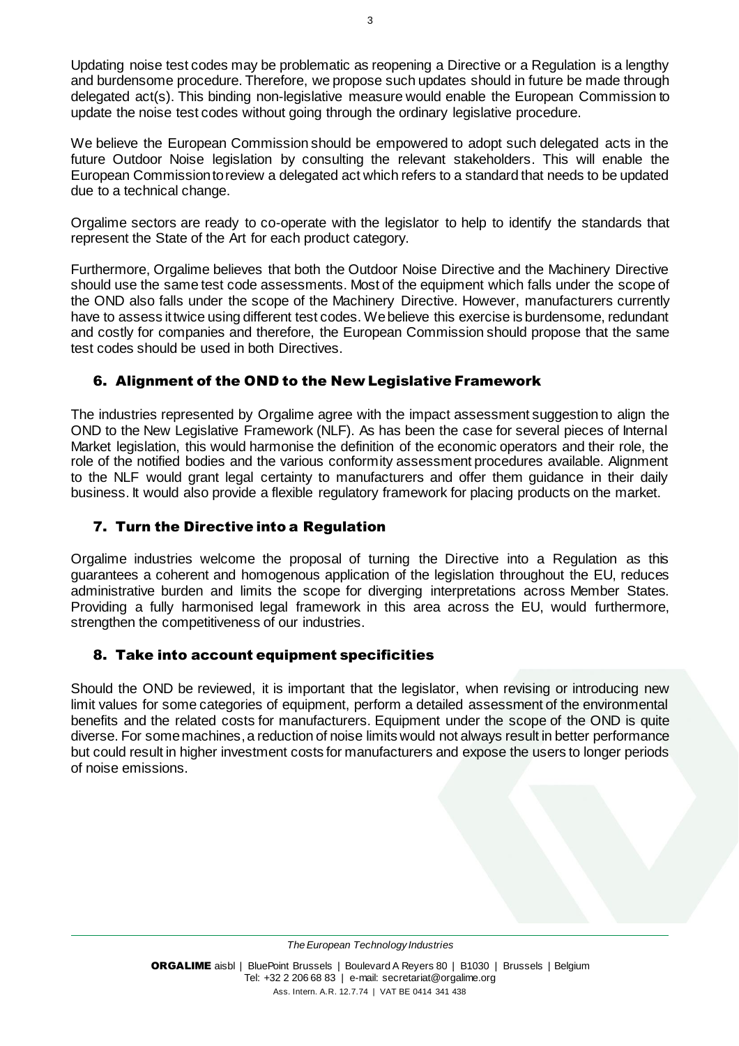Updating noise test codes may be problematic as reopening a Directive or a Regulation is a lengthy and burdensome procedure. Therefore, we propose such updates should in future be made through delegated act(s). This binding non-legislative measure would enable the European Commission to update the noise test codes without going through the ordinary legislative procedure.

We believe the European Commission should be empowered to adopt such delegated acts in the future Outdoor Noise legislation by consulting the relevant stakeholders. This will enable the European Commission to review a delegated act which refers to a standard that needs to be updated due to a technical change.

Orgalime sectors are ready to co-operate with the legislator to help to identify the standards that represent the State of the Art for each product category.

Furthermore, Orgalime believes that both the Outdoor Noise Directive and the Machinery Directive should use the same test code assessments. Most of the equipment which falls under the scope of the OND also falls under the scope of the Machinery Directive. However, manufacturers currently have to assess it twice using different test codes. We believe this exercise is burdensome, redundant and costly for companies and therefore, the European Commission should propose that the same test codes should be used in both Directives.

## 6. Alignment of the OND to the New Legislative Framework

The industries represented by Orgalime agree with the impact assessment suggestion to align the OND to the New Legislative Framework (NLF). As has been the case for several pieces of Internal Market legislation, this would harmonise the definition of the economic operators and their role, the role of the notified bodies and the various conformity assessment procedures available. Alignment to the NLF would grant legal certainty to manufacturers and offer them guidance in their daily business. It would also provide a flexible regulatory framework for placing products on the market.

## 7. Turn the Directive into a Regulation

Orgalime industries welcome the proposal of turning the Directive into a Regulation as this guarantees a coherent and homogenous application of the legislation throughout the EU, reduces administrative burden and limits the scope for diverging interpretations across Member States. Providing a fully harmonised legal framework in this area across the EU, would furthermore, strengthen the competitiveness of our industries.

## 8. Take into account equipment specificities

Should the OND be reviewed, it is important that the legislator, when revising or introducing new limit values for some categories of equipment, perform a detailed assessment of the environmental benefits and the related costs for manufacturers. Equipment under the scope of the OND is quite diverse. For some machines, a reduction of noise limits would not always result in better performance but could result in higher investment costs for manufacturers and expose the users to longer periods of noise emissions.